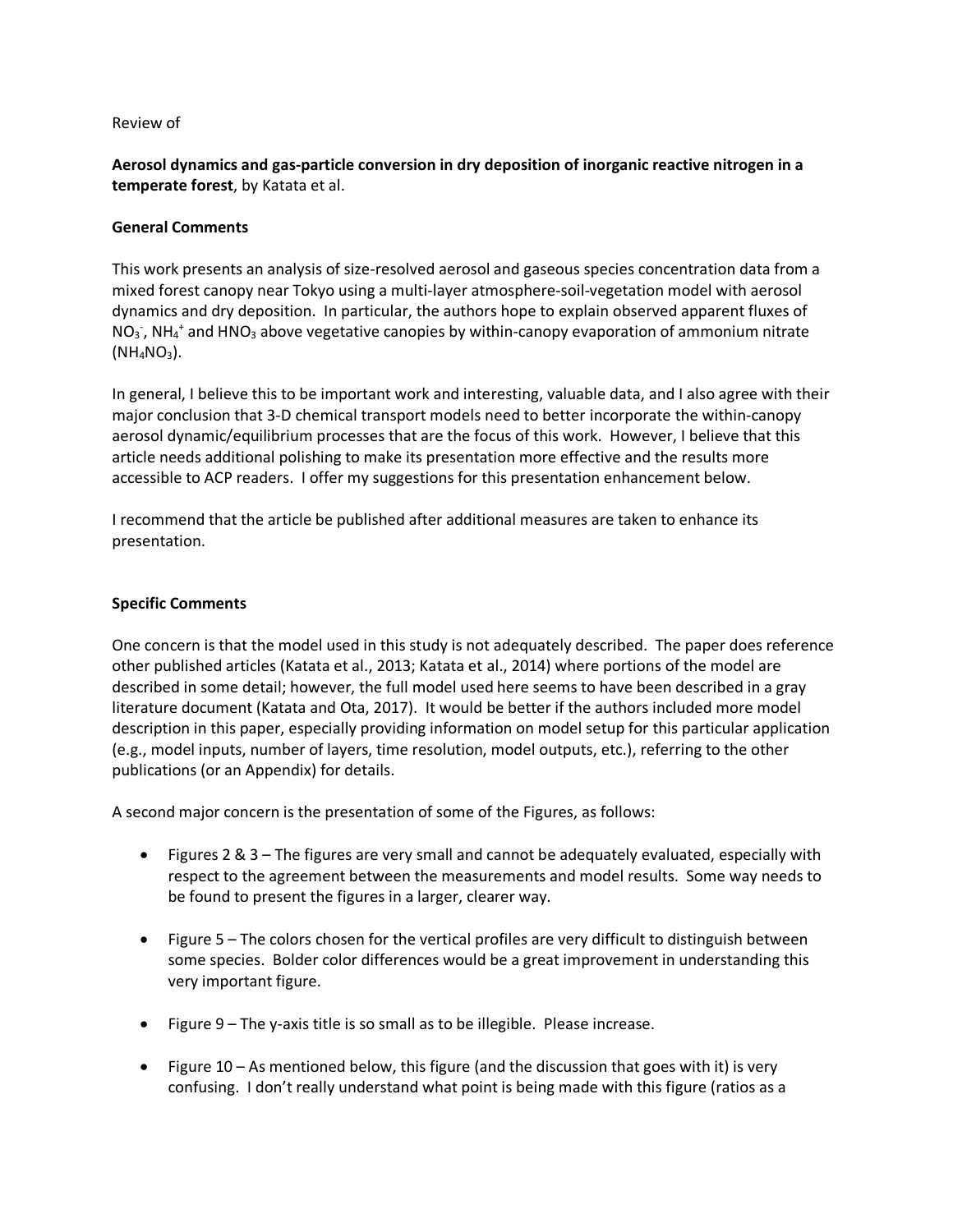Review of

**Aerosol dynamics and gas-particle conversion in dry deposition of inorganic reactive nitrogen in a temperate forest**, by Katata et al.

**General Comments**

This work presents an analysis of size-resolved aerosol and gaseous species concentration data from a mixed forest canopy near Tokyo using a multi-layer atmosphere-soil-vegetation model with aerosol dynamics and dry deposition. In particular, the authors hope to explain observed apparent fluxes of $NO_3^-$, $NH_4^+$ and $HNO_3$ above vegetative canopies by within-canopy evaporation of ammonium nitrate ($NH_4NO_3$).

In general, I believe this to be important work and interesting, valuable data, and I also agree with their major conclusion that 3-D chemical transport models need to better incorporate the within-canopy aerosol dynamic/equilibrium processes that are the focus of this work. However, I believe that this article needs additional polishing to make its presentation more effective and the results more accessible to ACP readers. I offer my suggestions for this presentation enhancement below.

I recommend that the article be published after additional measures are taken to enhance its presentation.

**Specific Comments**

One concern is that the model used in this study is not adequately described. The paper does reference other published articles (Katata et al., 2013; Katata et al., 2014) where portions of the model are described in some detail; however, the full model used here seems to have been described in a gray literature document (Katata and Ota, 2017). It would be better if the authors included more model description in this paper, especially providing information on model setup for this particular application (e.g., model inputs, number of layers, time resolution, model outputs, etc.), referring to the other publications (or an Appendix) for details.

A second major concern is the presentation of some of the Figures, as follows:

- Figures 2 & 3 – The figures are very small and cannot be adequately evaluated, especially with respect to the agreement between the measurements and model results. Some way needs to be found to present the figures in a larger, clearer way.

- Figure 5 – The colors chosen for the vertical profiles are very difficult to distinguish between some species. Bolder color differences would be a great improvement in understanding this very important figure.

- Figure 9 – The y-axis title is so small as to be illegible. Please increase.

- Figure 10 – As mentioned below, this figure (and the discussion that goes with it) is very confusing. I don't really understand what point is being made with this figure (ratios as a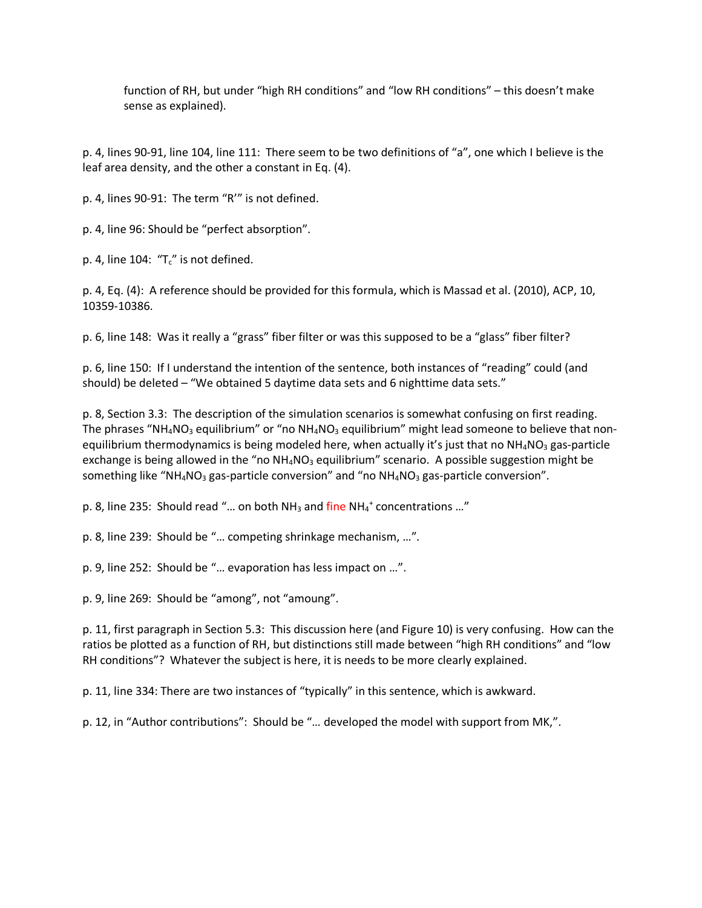function of RH, but under "high RH conditions" and "low RH conditions" – this doesn't make sense as explained).

p. 4, lines 90-91, line 104, line 111: There seem to be two definitions of "a", one which I believe is the leaf area density, and the other a constant in Eq. (4).

p. 4, lines 90-91: The term "R'" is not defined.

p. 4, line 96: Should be "perfect absorption".

p. 4, line 104: "$T_c$" is not defined.

p. 4, Eq. (4): A reference should be provided for this formula, which is Massad et al. (2010), ACP, 10, 10359-10386.

p. 6, line 148: Was it really a "grass" fiber filter or was this supposed to be a "glass" fiber filter?

p. 6, line 150: If I understand the intention of the sentence, both instances of "reading" could (and should) be deleted – "We obtained 5 daytime data sets and 6 nighttime data sets."

p. 8, Section 3.3: The description of the simulation scenarios is somewhat confusing on first reading. The phrases "$NH_4NO_3$ equilibrium" or "no $NH_4NO_3$ equilibrium" might lead someone to believe that non-equilibrium thermodynamics is being modeled here, when actually it's just that no $NH_4NO_3$ gas-particle exchange is being allowed in the "no $NH_4NO_3$ equilibrium" scenario. A possible suggestion might be something like "$NH_4NO_3$ gas-particle conversion" and "no $NH_4NO_3$ gas-particle conversion".

p. 8, line 235: Should read "… on both $NH_3$ and fine $NH_4^+$ concentrations …"

p. 8, line 239: Should be "… competing shrinkage mechanism, …".

p. 9, line 252: Should be "… evaporation has less impact on …".

p. 9, line 269: Should be "among", not "amoung".

p. 11, first paragraph in Section 5.3: This discussion here (and Figure 10) is very confusing. How can the ratios be plotted as a function of RH, but distinctions still made between "high RH conditions" and "low RH conditions"? Whatever the subject is here, it is needs to be more clearly explained.

p. 11, line 334: There are two instances of "typically" in this sentence, which is awkward.

p. 12, in "Author contributions": Should be "… developed the model with support from MK,".